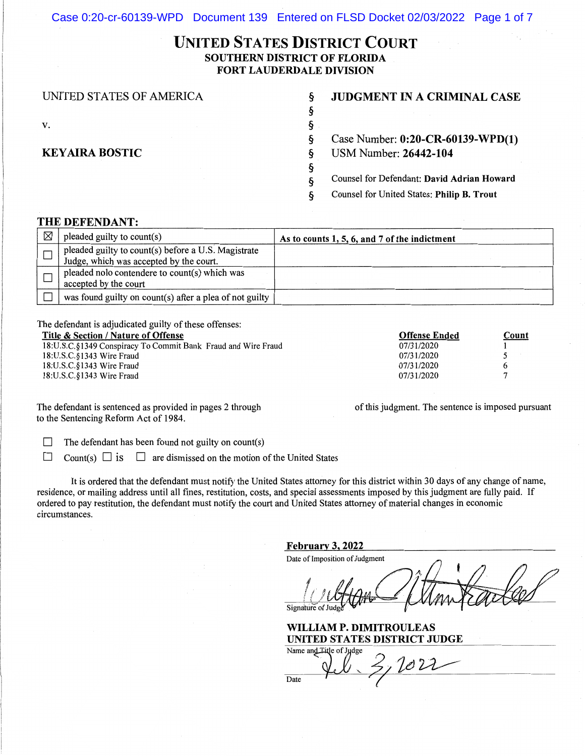# UNITED STATES DISTRICT COURT
## SOUTHERN DISTRICT OF FLORIDA
## FORT LAUDERDALE DIVISION

| | | |
|---|---|---|
| UNITED STATES OF AMERICA | § | **JUDGMENT IN A CRIMINAL CASE** |
| | § | |
| v. | § | |
| | § | Case Number: **0:20-CR-60139-WPD(1)** |
| **KEYAIRA BOSTIC** | § | USM Number: **26442-104** |
| | § | |
| | § | Counsel for Defendant: **David Adrian Howard** |
| | § | Counsel for United States: **Philip B. Trout** |

**THE DEFENDANT:**

| | | |
|---|---|---|
| ☒ | pleaded guilty to count(s) | **As to counts 1, 5, 6, and 7 of the indictment** |
| ☐ | pleaded guilty to count(s) before a U.S. Magistrate Judge, which was accepted by the court. | |
| ☐ | pleaded nolo contendere to count(s) which was accepted by the court | |
| ☐ | was found guilty on count(s) after a plea of not guilty | |

The defendant is adjudicated guilty of these offenses:

| **Title & Section / Nature of Offense** | **Offense Ended** | **Count** |
|---|---|---|
| 18:U.S.C.§1349 Conspiracy To Commit Bank Fraud and Wire Fraud | 07/31/2020 | 1 |
| 18:U.S.C.§1343 Wire Fraud | 07/31/2020 | 5 |
| 18:U.S.C.§1343 Wire Fraud | 07/31/2020 | 6 |
| 18:U.S.C.§1343 Wire Fraud | 07/31/2020 | 7 |

The defendant is sentenced as provided in pages 2 through of this judgment. The sentence is imposed pursuant to the Sentencing Reform Act of 1984.

☐ The defendant has been found not guilty on count(s)

☐ Count(s) ☐ is ☐ are dismissed on the motion of the United States

It is ordered that the defendant must notify the United States attorney for this district within 30 days of any change of name, residence, or mailing address until all fines, restitution, costs, and special assessments imposed by this judgment are fully paid. If ordered to pay restitution, the defendant must notify the court and United States attorney of material changes in economic circumstances.

**February 3, 2022**
Date of Imposition of Judgment

Signature of Judge

**WILLIAM P. DIMITROULEAS**
**UNITED STATES DISTRICT JUDGE**
Name and Title of Judge

Feb. 3, 2022
Date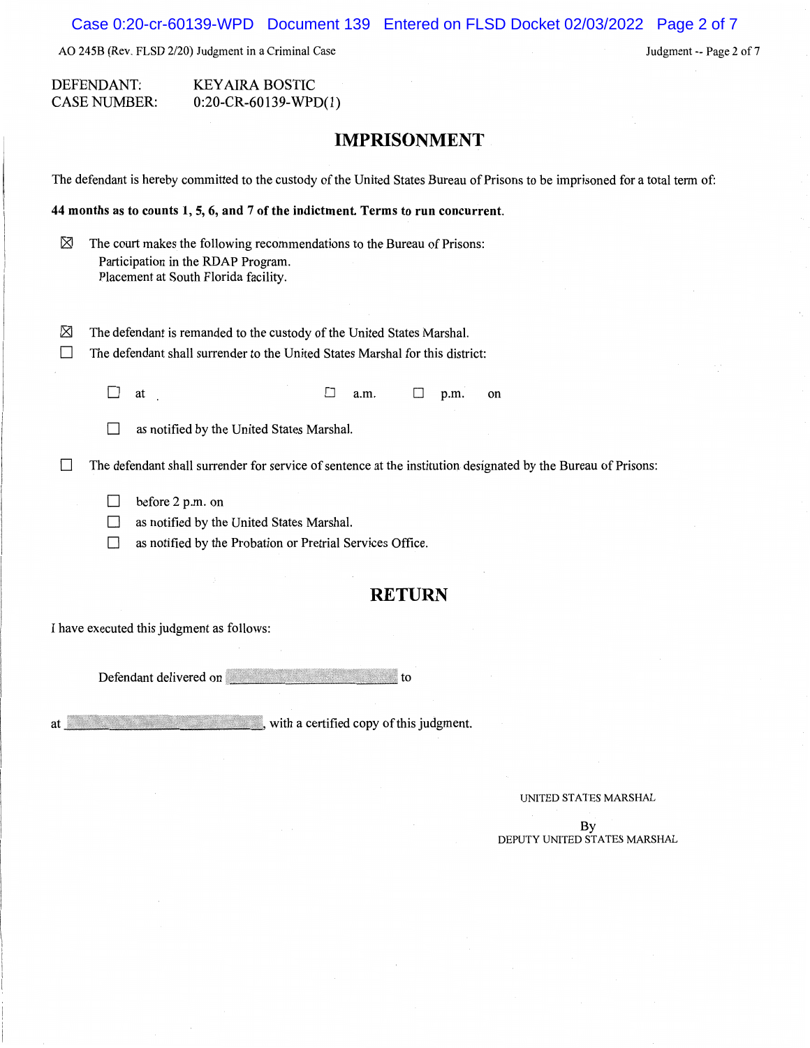DEFENDANT: KEYAIRA BOSTIC
CASE NUMBER: 0:20-CR-60139-WPD(1)

# IMPRISONMENT

The defendant is hereby committed to the custody of the United States Bureau of Prisons to be imprisoned for a total term of:

**44 months as to counts 1, 5, 6, and 7 of the indictment. Terms to run concurrent.**

☒ The court makes the following recommendations to the Bureau of Prisons:
Participation in the RDAP Program.
Placement at South Florida facility.

☒ The defendant is remanded to the custody of the United States Marshal.

☐ The defendant shall surrender to the United States Marshal for this district:

☐ at ☐ a.m. ☐ p.m. on

☐ as notified by the United States Marshal.

☐ The defendant shall surrender for service of sentence at the institution designated by the Bureau of Prisons:

☐ before 2 p.m. on
☐ as notified by the United States Marshal.
☐ as notified by the Probation or Pretrial Services Office.

# RETURN

I have executed this judgment as follows:

Defendant delivered on ______________________ to

at ______________________, with a certified copy of this judgment.

UNITED STATES MARSHAL

By
DEPUTY UNITED STATES MARSHAL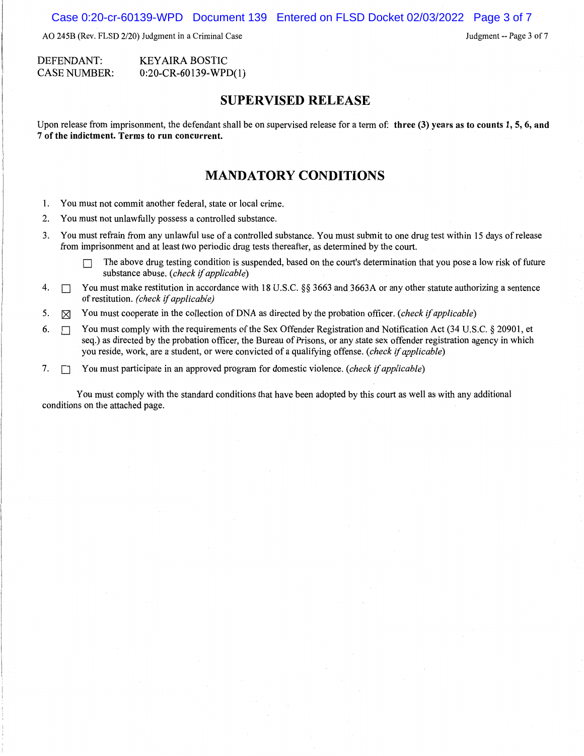DEFENDANT: KEYAIRA BOSTIC
CASE NUMBER: 0:20-CR-60139-WPD(1)

## SUPERVISED RELEASE

Upon release from imprisonment, the defendant shall be on supervised release for a term of: **three (3) years as to counts 1, 5, 6, and 7 of the indictment. Terms to run concurrent.**

## MANDATORY CONDITIONS

1. You must not commit another federal, state or local crime.
2. You must not unlawfully possess a controlled substance.
3. You must refrain from any unlawful use of a controlled substance. You must submit to one drug test within 15 days of release from imprisonment and at least two periodic drug tests thereafter, as determined by the court.
   - ☐ The above drug testing condition is suspended, based on the court's determination that you pose a low risk of future substance abuse. *(check if applicable)*
4. ☐ You must make restitution in accordance with 18 U.S.C. §§ 3663 and 3663A or any other statute authorizing a sentence of restitution. *(check if applicable)*
5. ☒ You must cooperate in the collection of DNA as directed by the probation officer. *(check if applicable)*
6. ☐ You must comply with the requirements of the Sex Offender Registration and Notification Act (34 U.S.C. § 20901, et seq.) as directed by the probation officer, the Bureau of Prisons, or any state sex offender registration agency in which you reside, work, are a student, or were convicted of a qualifying offense. *(check if applicable)*
7. ☐ You must participate in an approved program for domestic violence. *(check if applicable)*

You must comply with the standard conditions that have been adopted by this court as well as with any additional conditions on the attached page.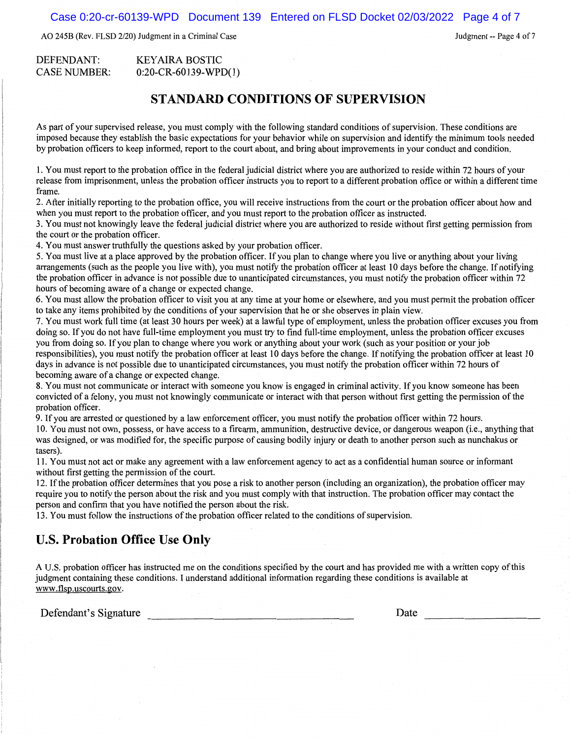DEFENDANT: KEYAIRA BOSTIC
CASE NUMBER: 0:20-CR-60139-WPD(1)

## STANDARD CONDITIONS OF SUPERVISION

As part of your supervised release, you must comply with the following standard conditions of supervision. These conditions are imposed because they establish the basic expectations for your behavior while on supervision and identify the minimum tools needed by probation officers to keep informed, report to the court about, and bring about improvements in your conduct and condition.

1. You must report to the probation office in the federal judicial district where you are authorized to reside within 72 hours of your release from imprisonment, unless the probation officer instructs you to report to a different probation office or within a different time frame.
2. After initially reporting to the probation office, you will receive instructions from the court or the probation officer about how and when you must report to the probation officer, and you must report to the probation officer as instructed.
3. You must not knowingly leave the federal judicial district where you are authorized to reside without first getting permission from the court or the probation officer.
4. You must answer truthfully the questions asked by your probation officer.
5. You must live at a place approved by the probation officer. If you plan to change where you live or anything about your living arrangements (such as the people you live with), you must notify the probation officer at least 10 days before the change. If notifying the probation officer in advance is not possible due to unanticipated circumstances, you must notify the probation officer within 72 hours of becoming aware of a change or expected change.
6. You must allow the probation officer to visit you at any time at your home or elsewhere, and you must permit the probation officer to take any items prohibited by the conditions of your supervision that he or she observes in plain view.
7. You must work full time (at least 30 hours per week) at a lawful type of employment, unless the probation officer excuses you from doing so. If you do not have full-time employment you must try to find full-time employment, unless the probation officer excuses you from doing so. If you plan to change where you work or anything about your work (such as your position or your job responsibilities), you must notify the probation officer at least 10 days before the change. If notifying the probation officer at least 10 days in advance is not possible due to unanticipated circumstances, you must notify the probation officer within 72 hours of becoming aware of a change or expected change.
8. You must not communicate or interact with someone you know is engaged in criminal activity. If you know someone has been convicted of a felony, you must not knowingly communicate or interact with that person without first getting the permission of the probation officer.
9. If you are arrested or questioned by a law enforcement officer, you must notify the probation officer within 72 hours.
10. You must not own, possess, or have access to a firearm, ammunition, destructive device, or dangerous weapon (i.e., anything that was designed, or was modified for, the specific purpose of causing bodily injury or death to another person such as nunchakus or tasers).
11. You must not act or make any agreement with a law enforcement agency to act as a confidential human source or informant without first getting the permission of the court.
12. If the probation officer determines that you pose a risk to another person (including an organization), the probation officer may require you to notify the person about the risk and you must comply with that instruction. The probation officer may contact the person and confirm that you have notified the person about the risk.
13. You must follow the instructions of the probation officer related to the conditions of supervision.

## U.S. Probation Office Use Only

A U.S. probation officer has instructed me on the conditions specified by the court and has provided me with a written copy of this judgment containing these conditions. I understand additional information regarding these conditions is available at www.flsp.uscourts.gov.

Defendant's Signature ______________________ Date ______________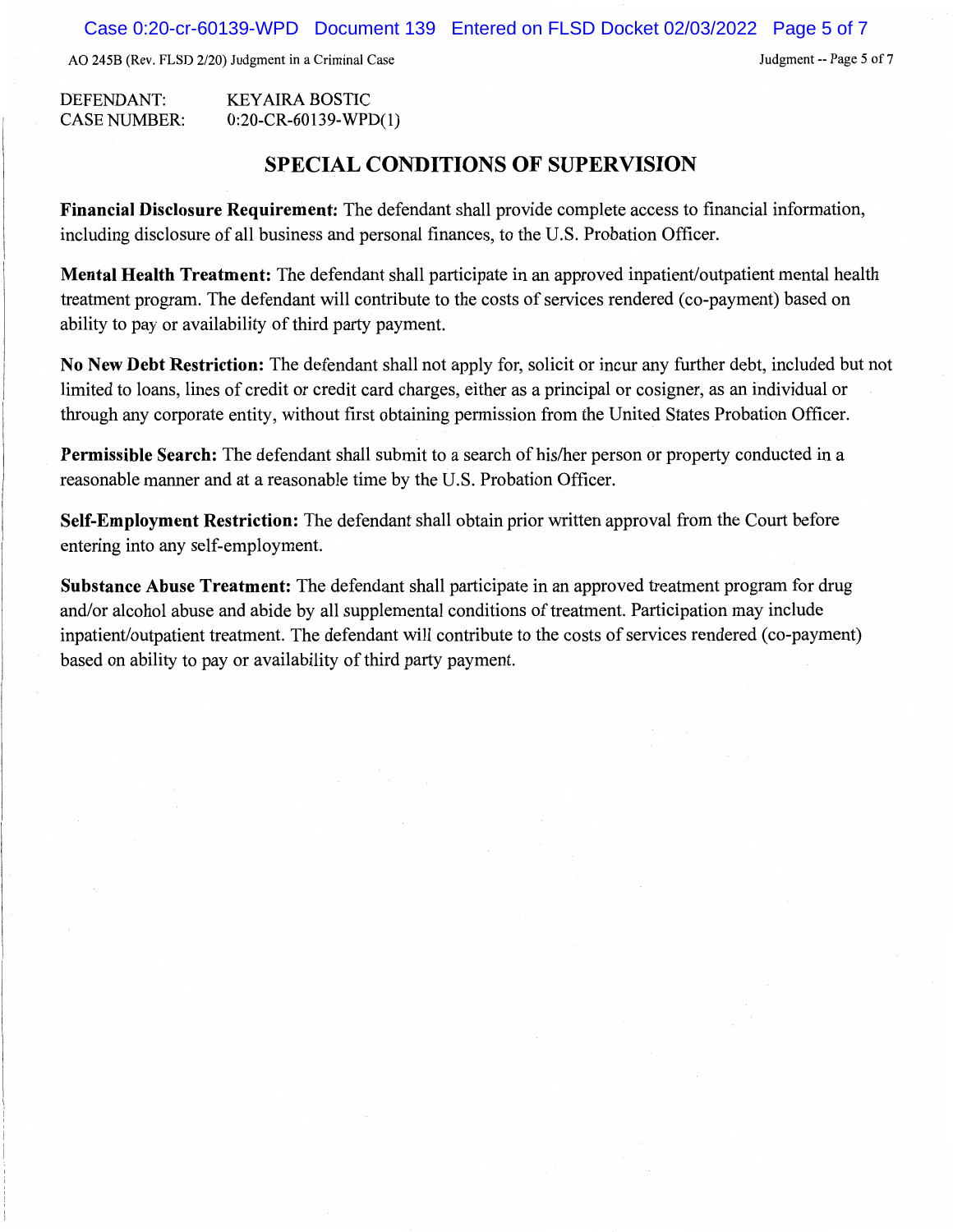DEFENDANT: KEYAIRA BOSTIC
CASE NUMBER: 0:20-CR-60139-WPD(1)

## SPECIAL CONDITIONS OF SUPERVISION

**Financial Disclosure Requirement:** The defendant shall provide complete access to financial information, including disclosure of all business and personal finances, to the U.S. Probation Officer.

**Mental Health Treatment:** The defendant shall participate in an approved inpatient/outpatient mental health treatment program. The defendant will contribute to the costs of services rendered (co-payment) based on ability to pay or availability of third party payment.

**No New Debt Restriction:** The defendant shall not apply for, solicit or incur any further debt, included but not limited to loans, lines of credit or credit card charges, either as a principal or cosigner, as an individual or through any corporate entity, without first obtaining permission from the United States Probation Officer.

**Permissible Search:** The defendant shall submit to a search of his/her person or property conducted in a reasonable manner and at a reasonable time by the U.S. Probation Officer.

**Self-Employment Restriction:** The defendant shall obtain prior written approval from the Court before entering into any self-employment.

**Substance Abuse Treatment:** The defendant shall participate in an approved treatment program for drug and/or alcohol abuse and abide by all supplemental conditions of treatment. Participation may include inpatient/outpatient treatment. The defendant will contribute to the costs of services rendered (co-payment) based on ability to pay or availability of third party payment.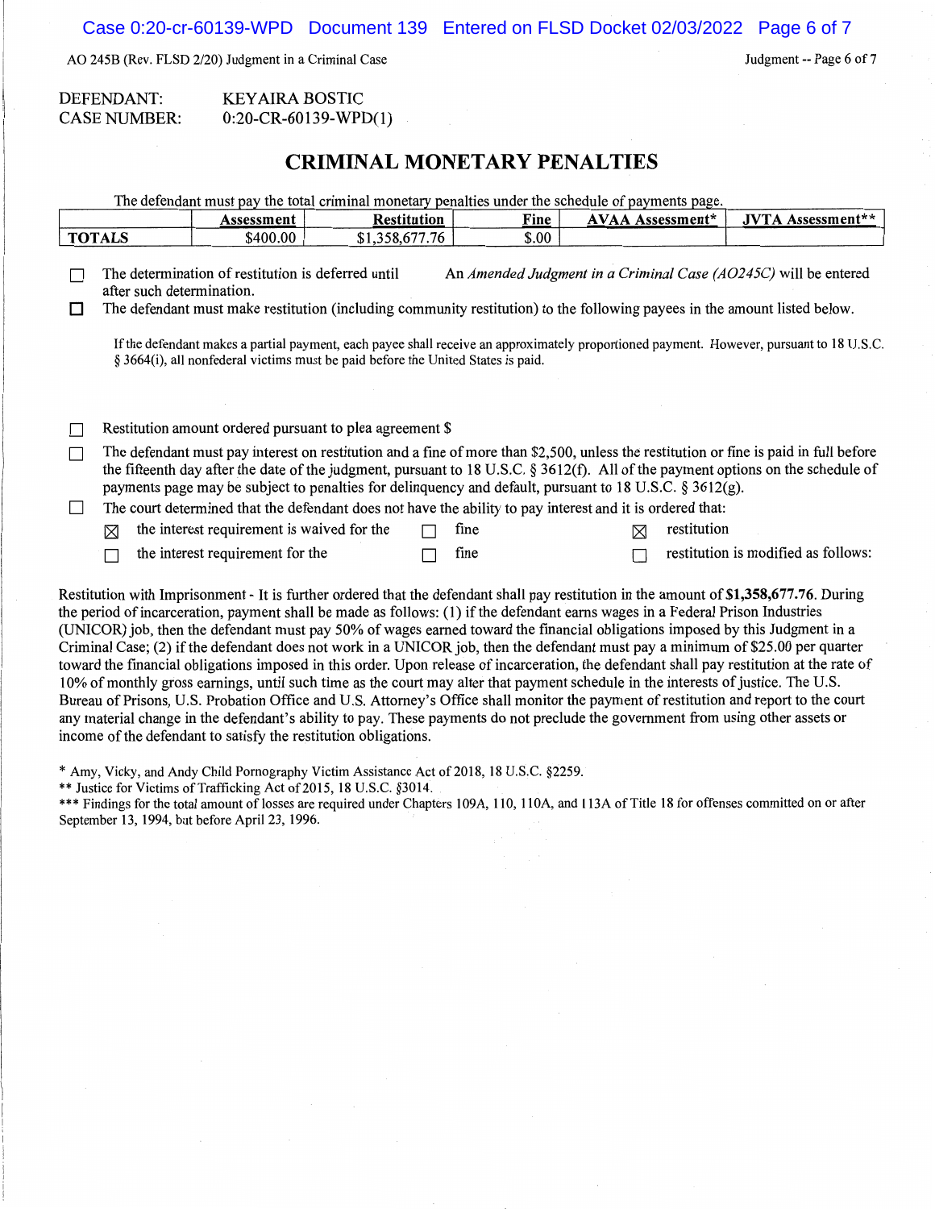AO 245B (Rev. FLSD 2/20) Judgment in a Criminal Case

DEFENDANT: KEYAIRA BOSTIC
CASE NUMBER: 0:20-CR-60139-WPD(1)

## CRIMINAL MONETARY PENALTIES

The defendant must pay the total criminal monetary penalties under the schedule of payments page.

| | Assessment | Restitution | Fine | AVAA Assessment* | JVTA Assessment** |
|---|---|---|---|---|---|
| TOTALS | $400.00 | $1,358,677.76 | $.00 | | |

☐ The determination of restitution is deferred until &nbsp;&nbsp;&nbsp; An *Amended Judgment in a Criminal Case (AO245C)* will be entered after such determination.

☐ The defendant must make restitution (including community restitution) to the following payees in the amount listed below.

If the defendant makes a partial payment, each payee shall receive an approximately proportioned payment. However, pursuant to 18 U.S.C. § 3664(i), all nonfederal victims must be paid before the United States is paid.

☐ Restitution amount ordered pursuant to plea agreement $

☐ The defendant must pay interest on restitution and a fine of more than $2,500, unless the restitution or fine is paid in full before the fifteenth day after the date of the judgment, pursuant to 18 U.S.C. § 3612(f). All of the payment options on the schedule of payments page may be subject to penalties for delinquency and default, pursuant to 18 U.S.C. § 3612(g).

☐ The court determined that the defendant does not have the ability to pay interest and it is ordered that:

☒ the interest requirement is waived for the ☐ fine ☒ restitution

☐ the interest requirement for the ☐ fine ☐ restitution is modified as follows:

Restitution with Imprisonment - It is further ordered that the defendant shall pay restitution in the amount of **$1,358,677.76**. During the period of incarceration, payment shall be made as follows: (1) if the defendant earns wages in a Federal Prison Industries (UNICOR) job, then the defendant must pay 50% of wages earned toward the financial obligations imposed by this Judgment in a Criminal Case; (2) if the defendant does not work in a UNICOR job, then the defendant must pay a minimum of $25.00 per quarter toward the financial obligations imposed in this order. Upon release of incarceration, the defendant shall pay restitution at the rate of 10% of monthly gross earnings, until such time as the court may alter that payment schedule in the interests of justice. The U.S. Bureau of Prisons, U.S. Probation Office and U.S. Attorney's Office shall monitor the payment of restitution and report to the court any material change in the defendant's ability to pay. These payments do not preclude the government from using other assets or income of the defendant to satisfy the restitution obligations.

\* Amy, Vicky, and Andy Child Pornography Victim Assistance Act of 2018, 18 U.S.C. §2259.
\*\* Justice for Victims of Trafficking Act of 2015, 18 U.S.C. §3014.
\*\*\* Findings for the total amount of losses are required under Chapters 109A, 110, 110A, and 113A of Title 18 for offenses committed on or after September 13, 1994, but before April 23, 1996.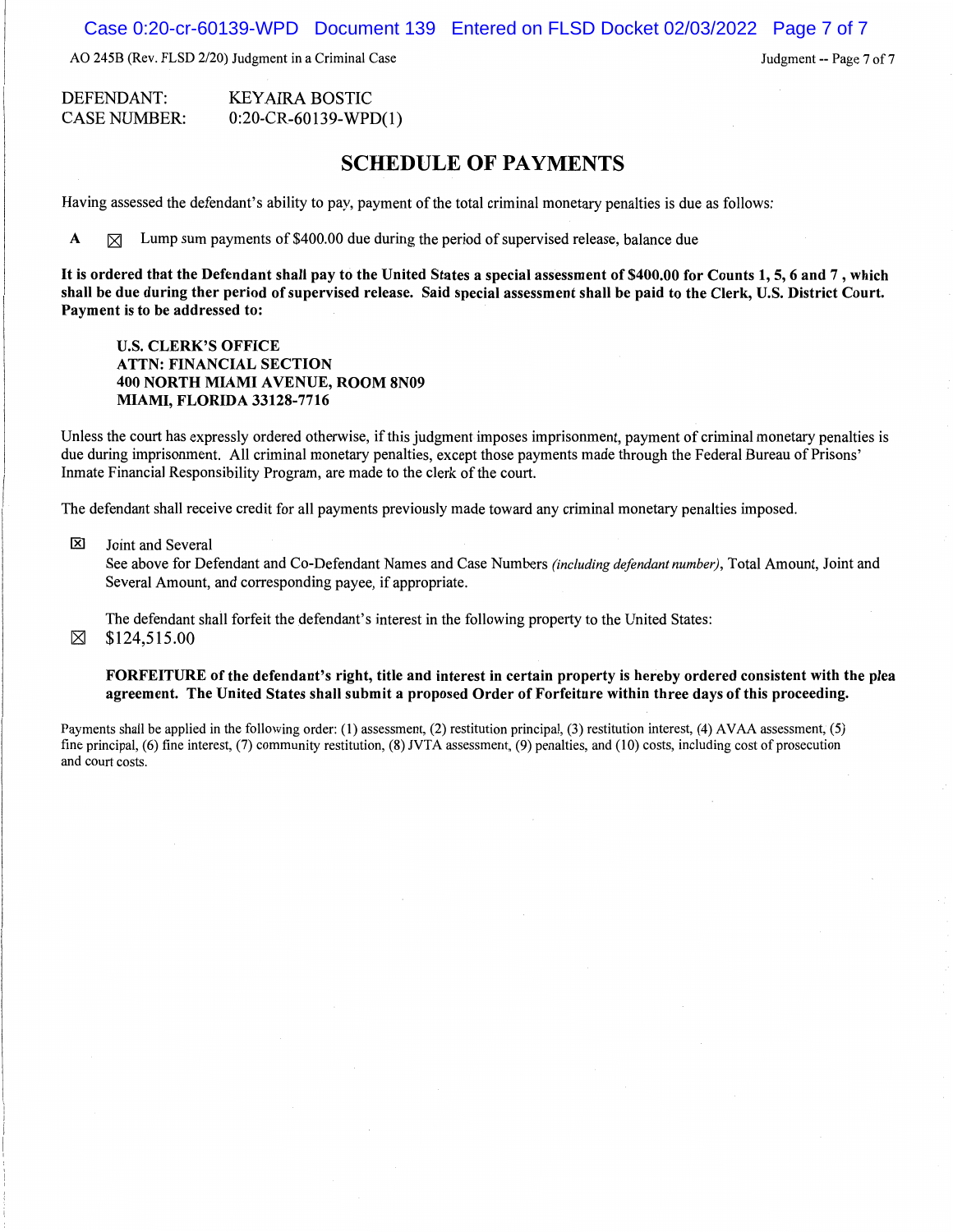DEFENDANT: KEYAIRA BOSTIC
CASE NUMBER: 0:20-CR-60139-WPD(1)

# SCHEDULE OF PAYMENTS

Having assessed the defendant's ability to pay, payment of the total criminal monetary penalties is due as follows:

**A** ☒ Lump sum payments of $400.00 due during the period of supervised release, balance due

**It is ordered that the Defendant shall pay to the United States a special assessment of $400.00 for Counts 1, 5, 6 and 7 , which shall be due during ther period of supervised release. Said special assessment shall be paid to the Clerk, U.S. District Court. Payment is to be addressed to:**

**U.S. CLERK'S OFFICE**
**ATTN: FINANCIAL SECTION**
**400 NORTH MIAMI AVENUE, ROOM 8N09**
**MIAMI, FLORIDA 33128-7716**

Unless the court has expressly ordered otherwise, if this judgment imposes imprisonment, payment of criminal monetary penalties is due during imprisonment. All criminal monetary penalties, except those payments made through the Federal Bureau of Prisons' Inmate Financial Responsibility Program, are made to the clerk of the court.

The defendant shall receive credit for all payments previously made toward any criminal monetary penalties imposed.

☒ Joint and Several
See above for Defendant and Co-Defendant Names and Case Numbers *(including defendant number)*, Total Amount, Joint and Several Amount, and corresponding payee, if appropriate.

The defendant shall forfeit the defendant's interest in the following property to the United States:
☒ $124,515.00

**FORFEITURE of the defendant's right, title and interest in certain property is hereby ordered consistent with the plea agreement. The United States shall submit a proposed Order of Forfeiture within three days of this proceeding.**

Payments shall be applied in the following order: (1) assessment, (2) restitution principal, (3) restitution interest, (4) AVAA assessment, (5) fine principal, (6) fine interest, (7) community restitution, (8) JVTA assessment, (9) penalties, and (10) costs, including cost of prosecution and court costs.